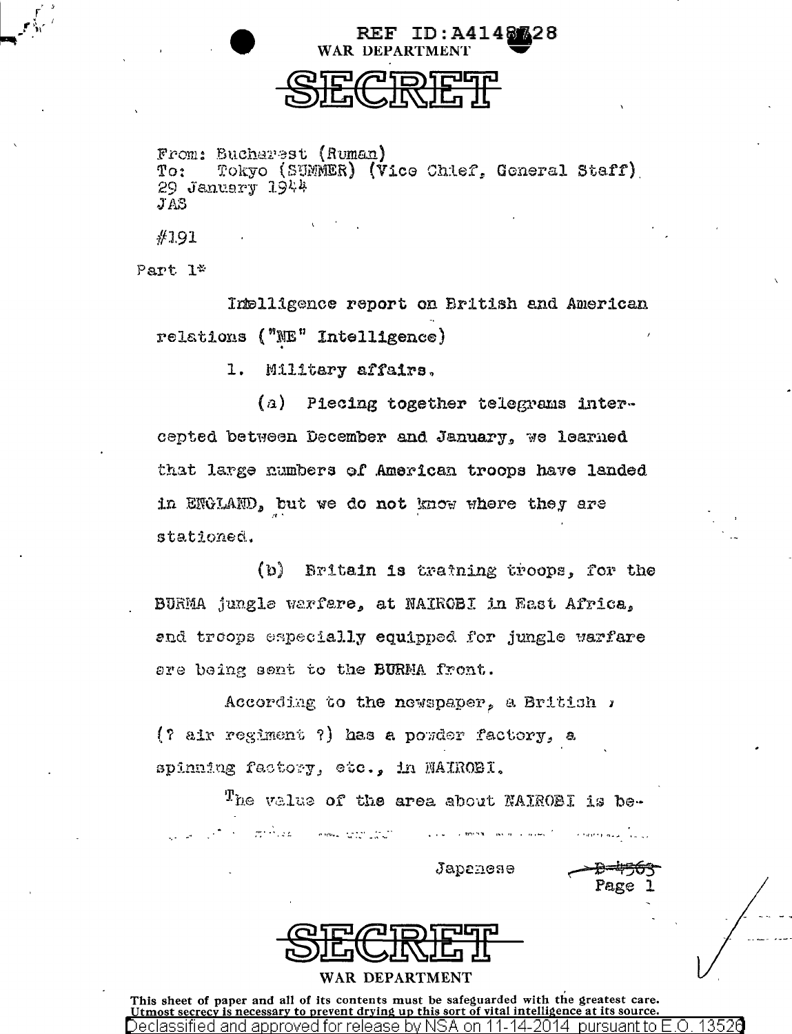REF ID:A4148728

WAR DEPARTMENT

# SECRET

From: Bucharest (Ruman)
To: Tokyo (SUMMER) (Vice Chief, General Staff)
29 January 1944
JAS

#191

Part 1*

Intelligence report on British and American relations ("ME" Intelligence)

1. Military affairs.

(a) Piecing together telegrams intercepted between December and January, we learned that large numbers of American troops have landed in ENGLAND, but we do not know where they are stationed.

(b) Britain is training troops, for the BURMA jungle warfare, at NAIROBI in East Africa, and troops especially equipped for jungle warfare are being sent to the BURMA front.

According to the newspaper, a British (? air regiment ?) has a powder factory, a spinning factory, etc., in NAIROBI.

The value of the area about NAIROBI is be-

Japanese

~~D-4563~~

# SECRET

WAR DEPARTMENT

This sheet of paper and all of its contents must be safeguarded with the greatest care. Utmost secrecy is necessary to prevent drying up this sort of vital intelligence at its source.

Declassified and approved for release by NSA on 11-14-2014 pursuant to E.O. 13526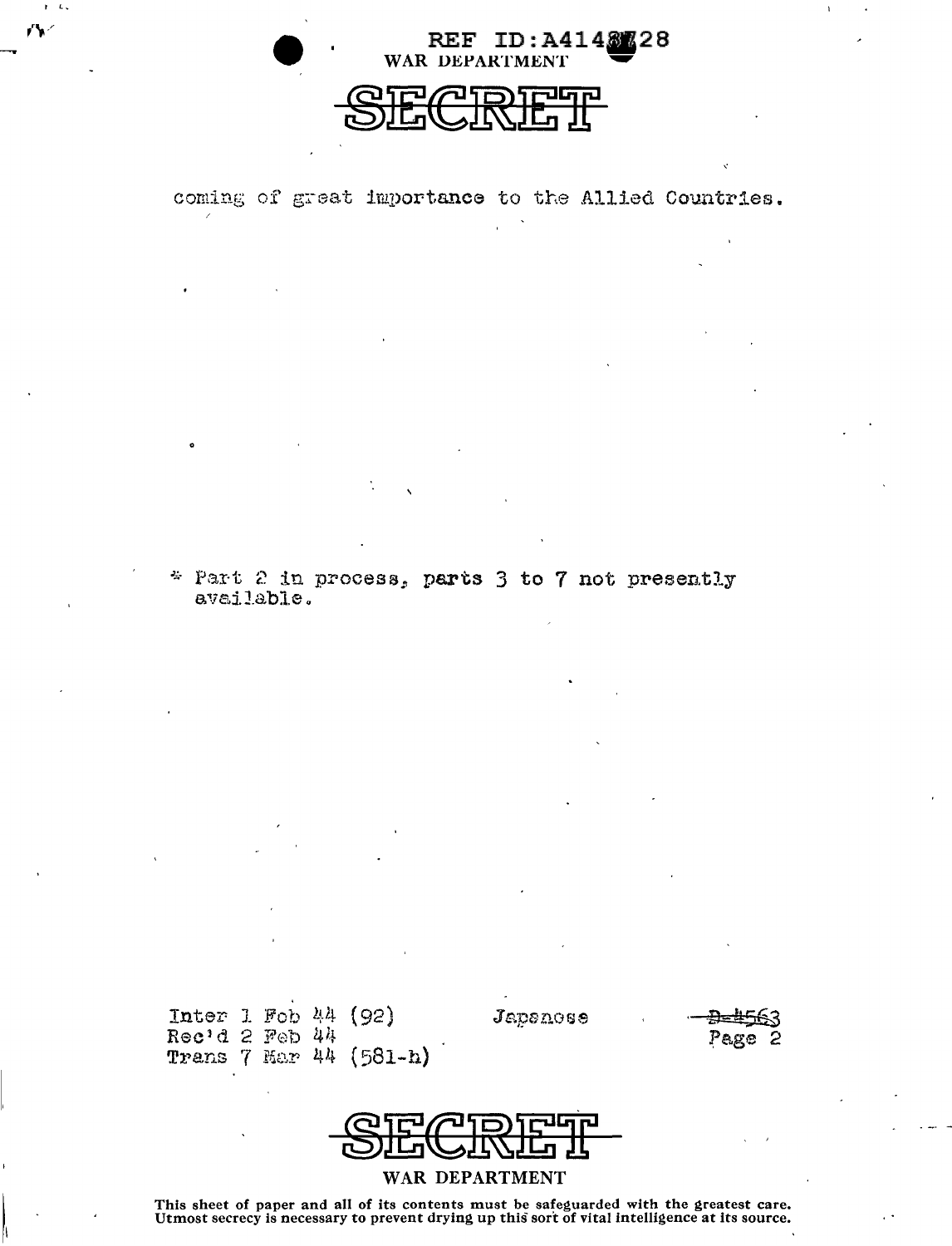REF ID:A4148728

WAR DEPARTMENT

SECRET

coming of great importance to the Allied Countries.

* Part 2 in process, parts 3 to 7 not presently available.

Inter 1 Feb 44 (92)
Rec'd 2 Feb 44
Trans 7 Mar 44 (581-h)

Japanese

~~B-4563~~
Page 2

SECRET

WAR DEPARTMENT

This sheet of paper and all of its contents must be safeguarded with the greatest care. Utmost secrecy is necessary to prevent drying up this sort of vital intelligence at its source.